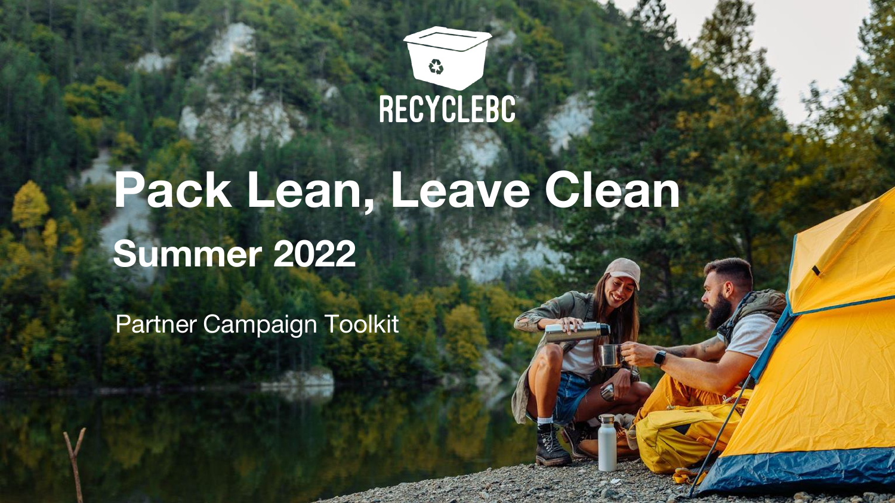RECYCLEBC

# Pack Lean, Leave Clean

## Summer 2022

Partner Campaign Toolkit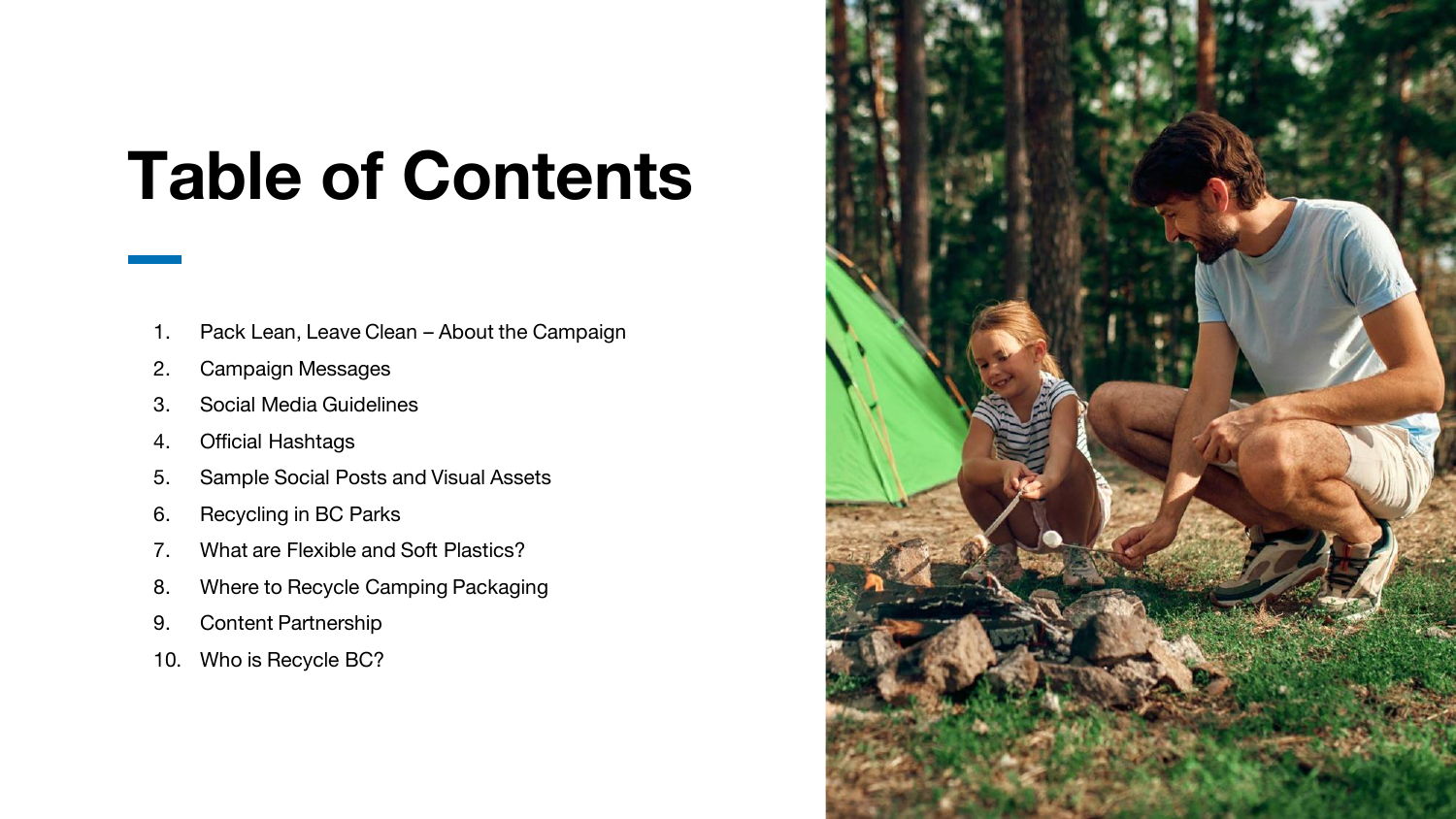# Table of Contents

1. Pack Lean, Leave Clean – About the Campaign
2. Campaign Messages
3. Social Media Guidelines
4. Official Hashtags
5. Sample Social Posts and Visual Assets
6. Recycling in BC Parks
7. What are Flexible and Soft Plastics?
8. Where to Recycle Camping Packaging
9. Content Partnership
10. Who is Recycle BC?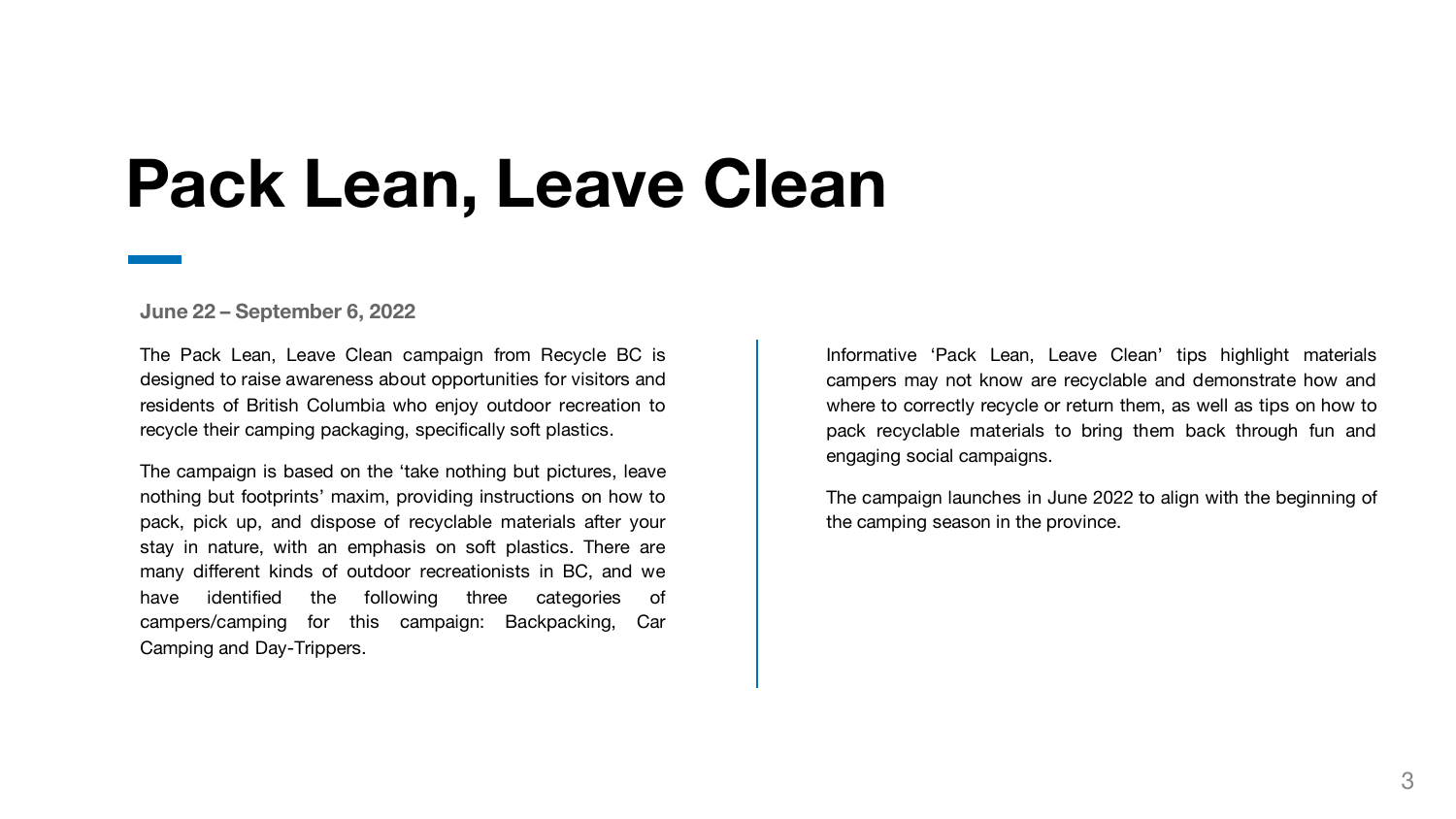# Pack Lean, Leave Clean

**June 22 – September 6, 2022**

The Pack Lean, Leave Clean campaign from Recycle BC is designed to raise awareness about opportunities for visitors and residents of British Columbia who enjoy outdoor recreation to recycle their camping packaging, specifically soft plastics.

The campaign is based on the 'take nothing but pictures, leave nothing but footprints' maxim, providing instructions on how to pack, pick up, and dispose of recyclable materials after your stay in nature, with an emphasis on soft plastics. There are many different kinds of outdoor recreationists in BC, and we have identified the following three categories of campers/camping for this campaign: Backpacking, Car Camping and Day-Trippers.

Informative 'Pack Lean, Leave Clean' tips highlight materials campers may not know are recyclable and demonstrate how and where to correctly recycle or return them, as well as tips on how to pack recyclable materials to bring them back through fun and engaging social campaigns.

The campaign launches in June 2022 to align with the beginning of the camping season in the province.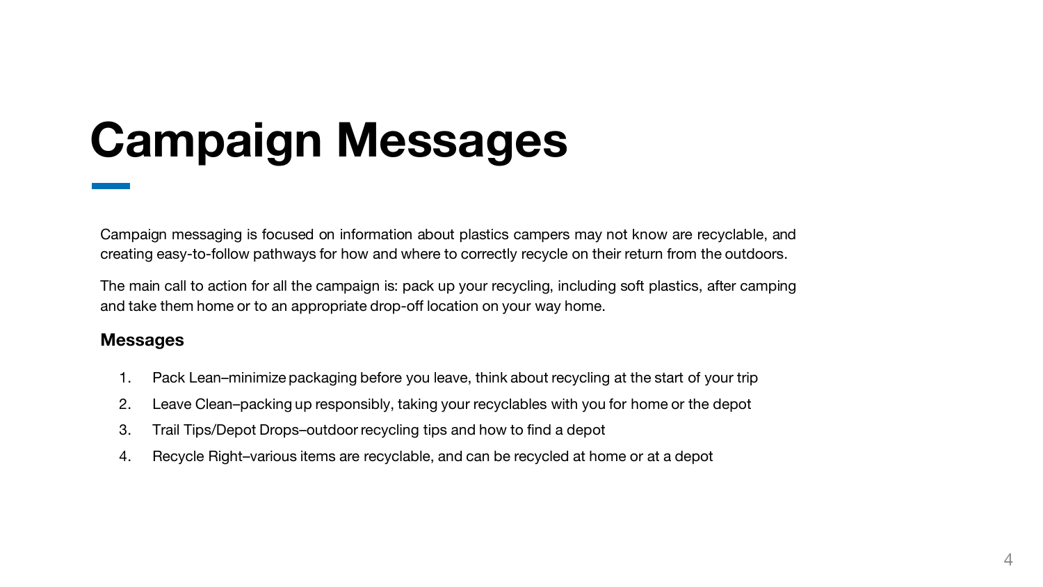# Campaign Messages

Campaign messaging is focused on information about plastics campers may not know are recyclable, and creating easy-to-follow pathways for how and where to correctly recycle on their return from the outdoors.

The main call to action for all the campaign is: pack up your recycling, including soft plastics, after camping and take them home or to an appropriate drop-off location on your way home.

### Messages

1. Pack Lean–minimize packaging before you leave, think about recycling at the start of your trip
2. Leave Clean–packing up responsibly, taking your recyclables with you for home or the depot
3. Trail Tips/Depot Drops–outdoor recycling tips and how to find a depot
4. Recycle Right–various items are recyclable, and can be recycled at home or at a depot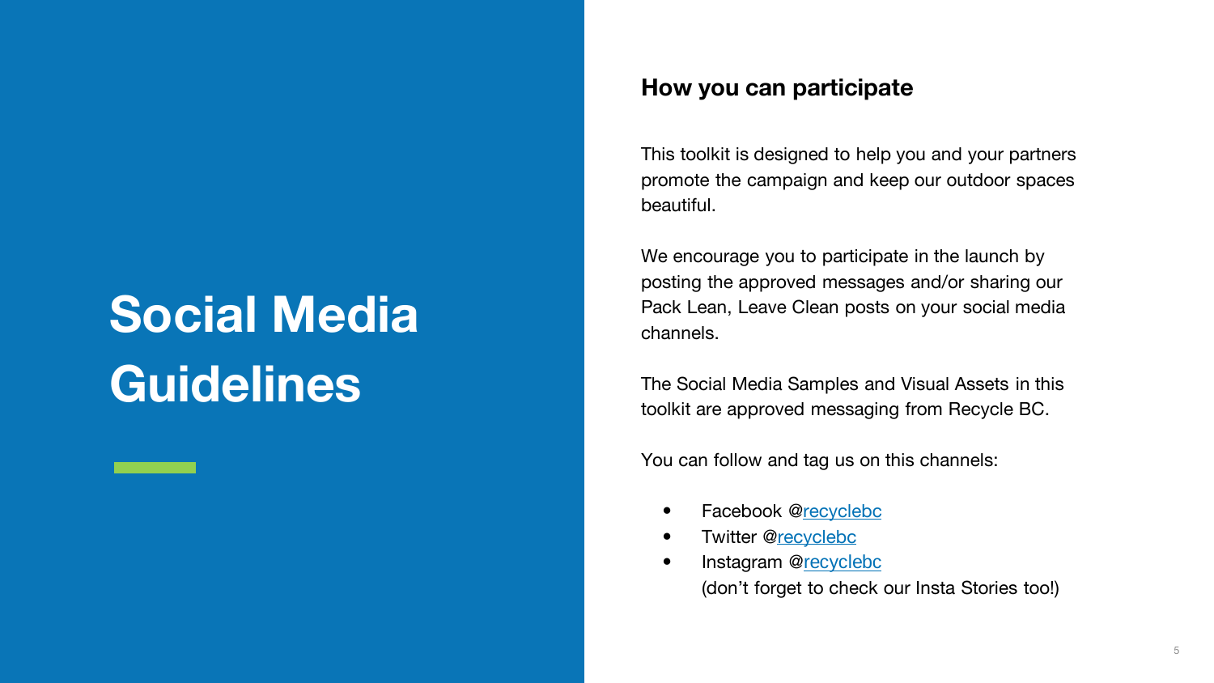# Social Media Guidelines

## How you can participate

This toolkit is designed to help you and your partners promote the campaign and keep our outdoor spaces beautiful.

We encourage you to participate in the launch by posting the approved messages and/or sharing our Pack Lean, Leave Clean posts on your social media channels.

The Social Media Samples and Visual Assets in this toolkit are approved messaging from Recycle BC.

You can follow and tag us on this channels:

- Facebook @recyclebc
- Twitter @recyclebc
- Instagram @recyclebc
  (don't forget to check our Insta Stories too!)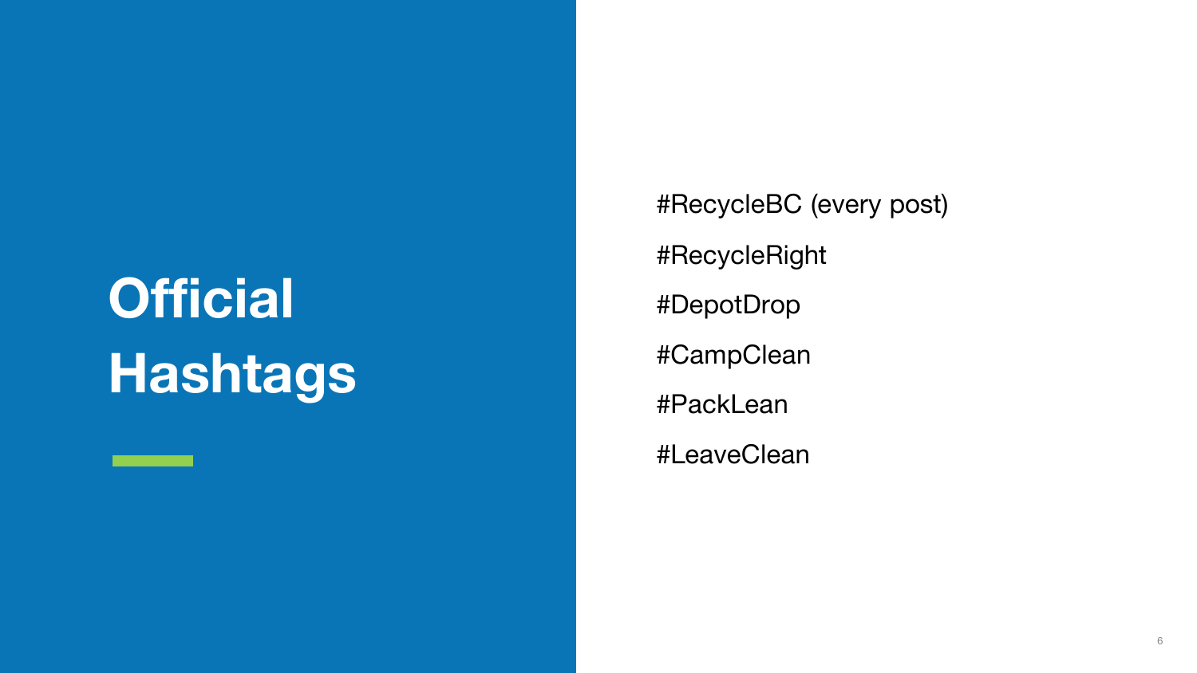# Official Hashtags

#RecycleBC (every post)

#RecycleRight

#DepotDrop

#CampClean

#PackLean

#LeaveClean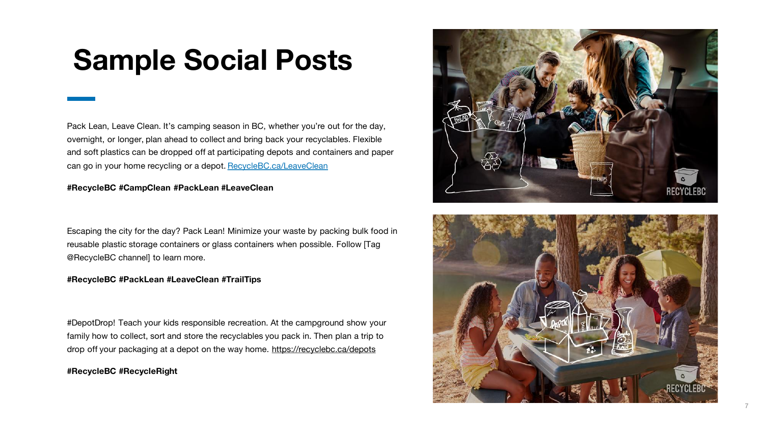# Sample Social Posts

Pack Lean, Leave Clean. It's camping season in BC, whether you're out for the day, overnight, or longer, plan ahead to collect and bring back your recyclables. Flexible and soft plastics can be dropped off at participating depots and containers and paper can go in your home recycling or a depot. [RecycleBC.ca/LeaveClean](RecycleBC.ca/LeaveClean)

**#RecycleBC #CampClean #PackLean #LeaveClean**

Escaping the city for the day? Pack Lean! Minimize your waste by packing bulk food in reusable plastic storage containers or glass containers when possible. Follow [Tag @RecycleBC channel] to learn more.

**#RecycleBC #PackLean #LeaveClean #TrailTips**

#DepotDrop! Teach your kids responsible recreation. At the campground show your family how to collect, sort and store the recyclables you pack in. Then plan a trip to drop off your packaging at a depot on the way home. [https://recyclebc.ca/depots](https://recyclebc.ca/depots)

**#RecycleBC #RecycleRight**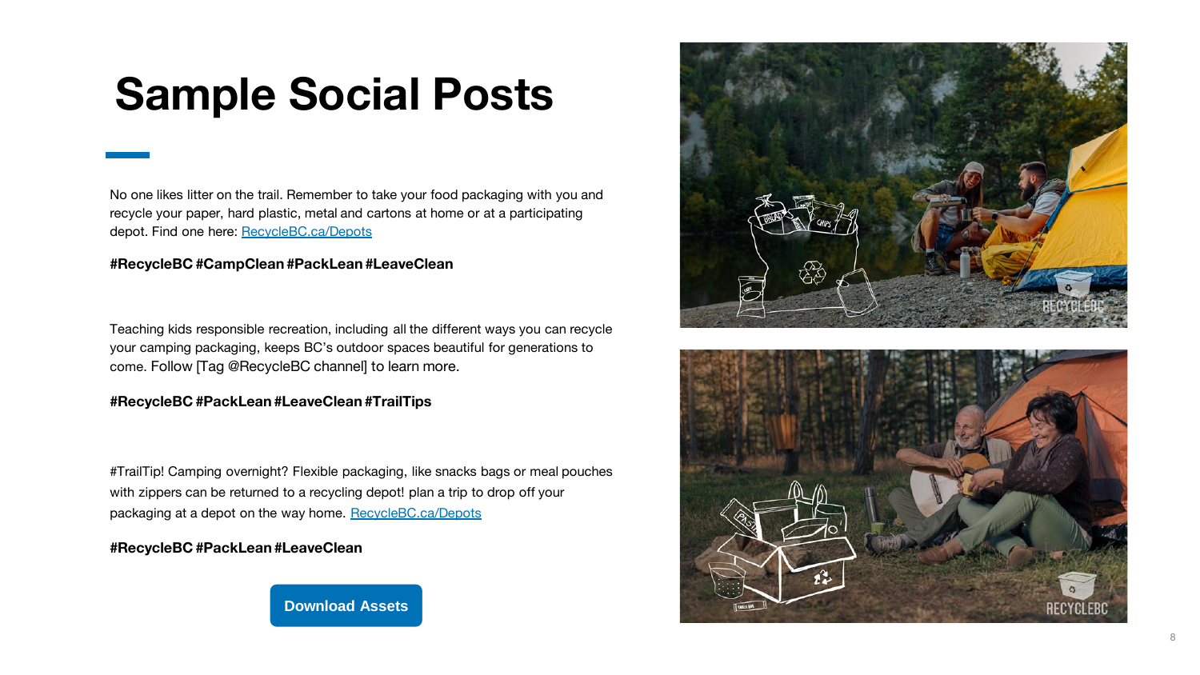# Sample Social Posts

No one likes litter on the trail. Remember to take your food packaging with you and recycle your paper, hard plastic, metal and cartons at home or at a participating depot. Find one here: [RecycleBC.ca/Depots](RecycleBC.ca/Depots)

**#RecycleBC #CampClean #PackLean #LeaveClean**

Teaching kids responsible recreation, including all the different ways you can recycle your camping packaging, keeps BC's outdoor spaces beautiful for generations to come. Follow [Tag @RecycleBC channel] to learn more.

**#RecycleBC #PackLean #LeaveClean #TrailTips**

#TrailTip! Camping overnight? Flexible packaging, like snacks bags or meal pouches with zippers can be returned to a recycling depot! plan a trip to drop off your packaging at a depot on the way home. [RecycleBC.ca/Depots](RecycleBC.ca/Depots)

**#RecycleBC #PackLean #LeaveClean**

**Download Assets**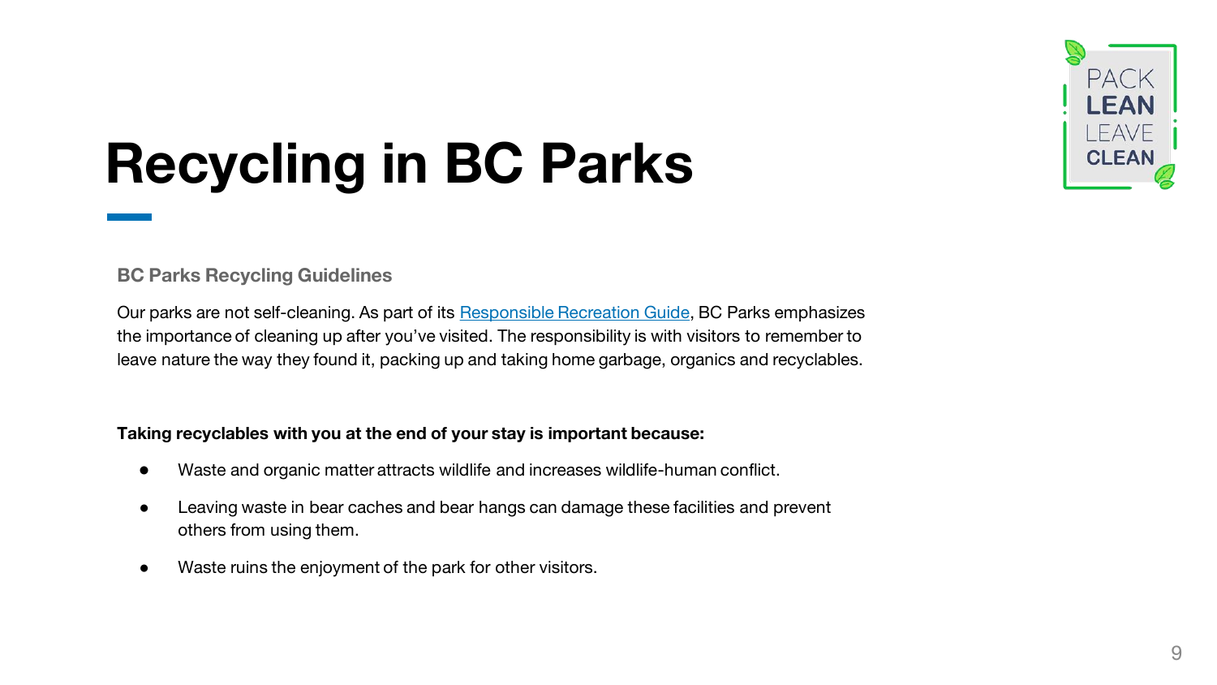# Recycling in BC Parks

PACK LEAN LEAVE CLEAN

### BC Parks Recycling Guidelines

Our parks are not self-cleaning. As part of its Responsible Recreation Guide, BC Parks emphasizes the importance of cleaning up after you've visited. The responsibility is with visitors to remember to leave nature the way they found it, packing up and taking home garbage, organics and recyclables.

**Taking recyclables with you at the end of your stay is important because:**

- Waste and organic matter attracts wildlife and increases wildlife-human conflict.
- Leaving waste in bear caches and bear hangs can damage these facilities and prevent others from using them.
- Waste ruins the enjoyment of the park for other visitors.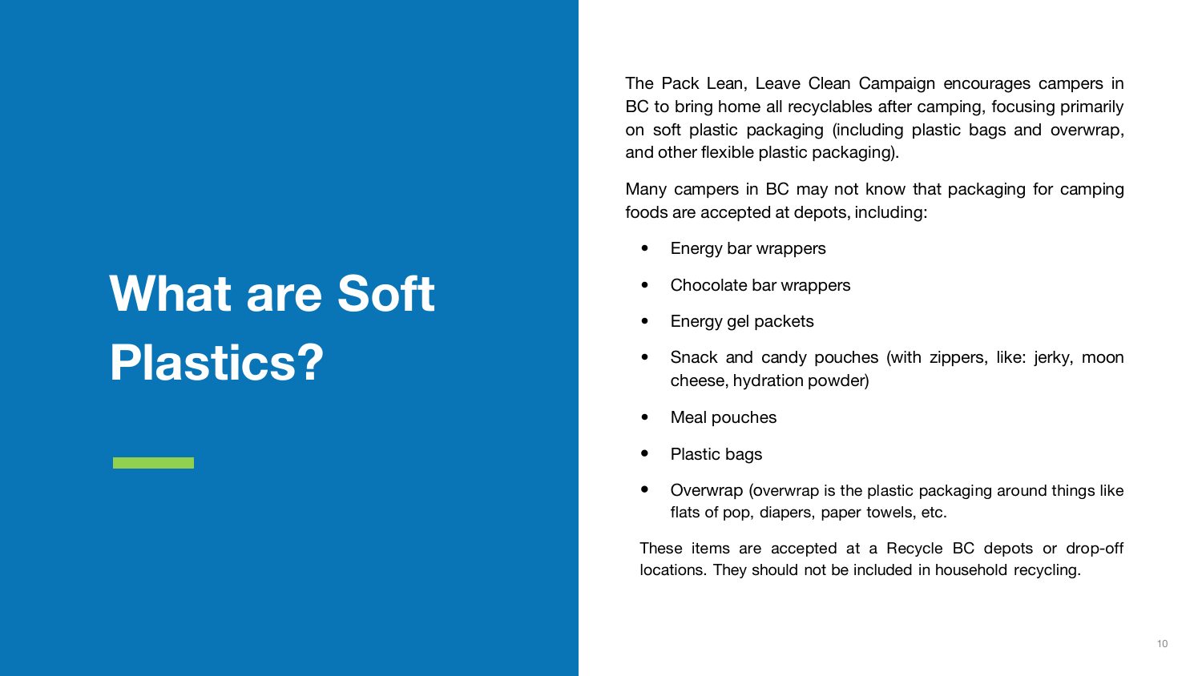# What are Soft Plastics?

The Pack Lean, Leave Clean Campaign encourages campers in BC to bring home all recyclables after camping, focusing primarily on soft plastic packaging (including plastic bags and overwrap, and other flexible plastic packaging).

Many campers in BC may not know that packaging for camping foods are accepted at depots, including:

- Energy bar wrappers
- Chocolate bar wrappers
- Energy gel packets
- Snack and candy pouches (with zippers, like: jerky, moon cheese, hydration powder)
- Meal pouches
- Plastic bags
- Overwrap (overwrap is the plastic packaging around things like flats of pop, diapers, paper towels, etc.

These items are accepted at a Recycle BC depots or drop-off locations. They should not be included in household recycling.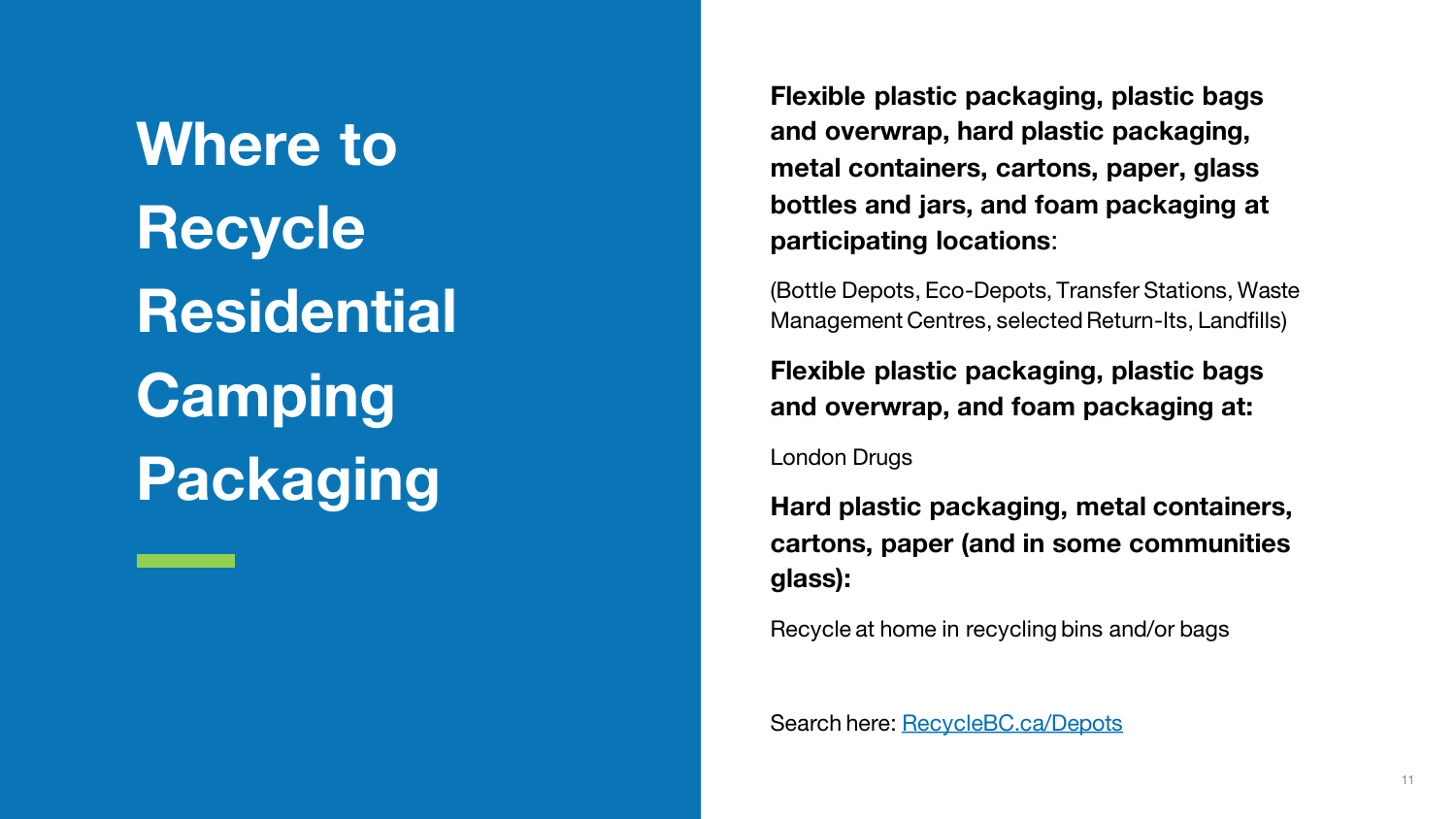# Where to Recycle Residential Camping Packaging

**Flexible plastic packaging, plastic bags and overwrap, hard plastic packaging, metal containers, cartons, paper, glass bottles and jars, and foam packaging at participating locations**:

(Bottle Depots, Eco-Depots, Transfer Stations, Waste Management Centres, selected Return-Its, Landfills)

**Flexible plastic packaging, plastic bags and overwrap, and foam packaging at:**

London Drugs

**Hard plastic packaging, metal containers, cartons, paper (and in some communities glass):**

Recycle at home in recycling bins and/or bags

Search here: [RecycleBC.ca/Depots](RecycleBC.ca/Depots)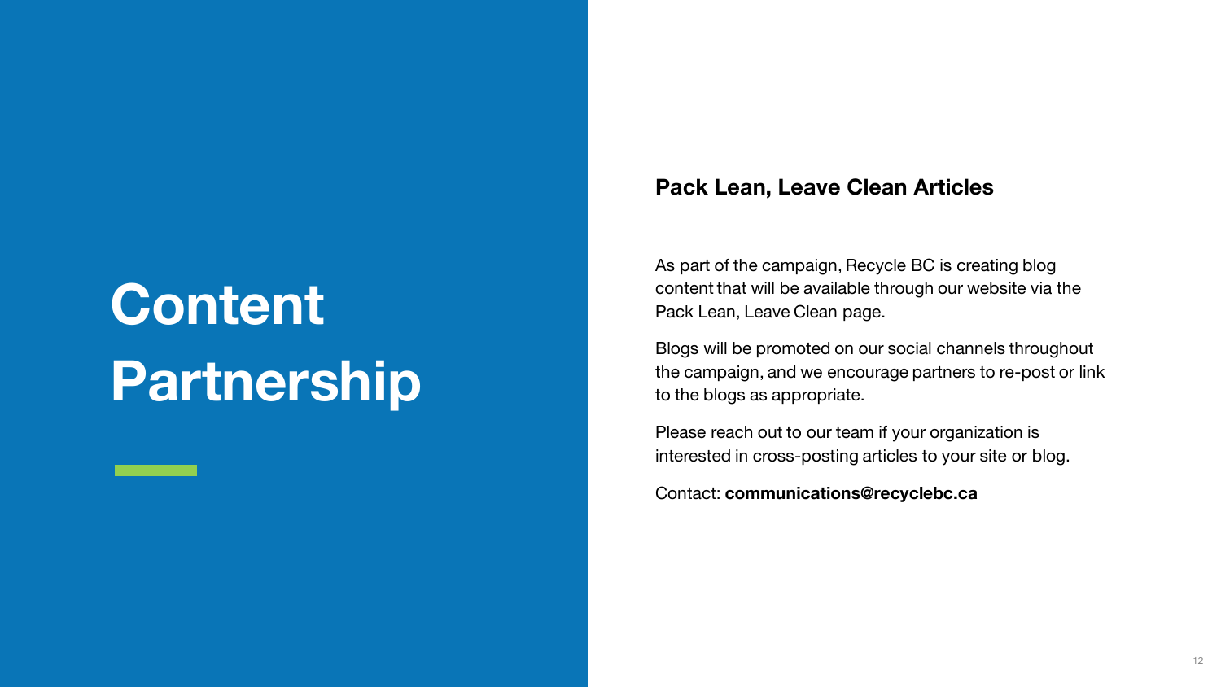# Content Partnership

## Pack Lean, Leave Clean Articles

As part of the campaign, Recycle BC is creating blog content that will be available through our website via the Pack Lean, Leave Clean page.

Blogs will be promoted on our social channels throughout the campaign, and we encourage partners to re-post or link to the blogs as appropriate.

Please reach out to our team if your organization is interested in cross-posting articles to your site or blog.

Contact: **communications@recyclebc.ca**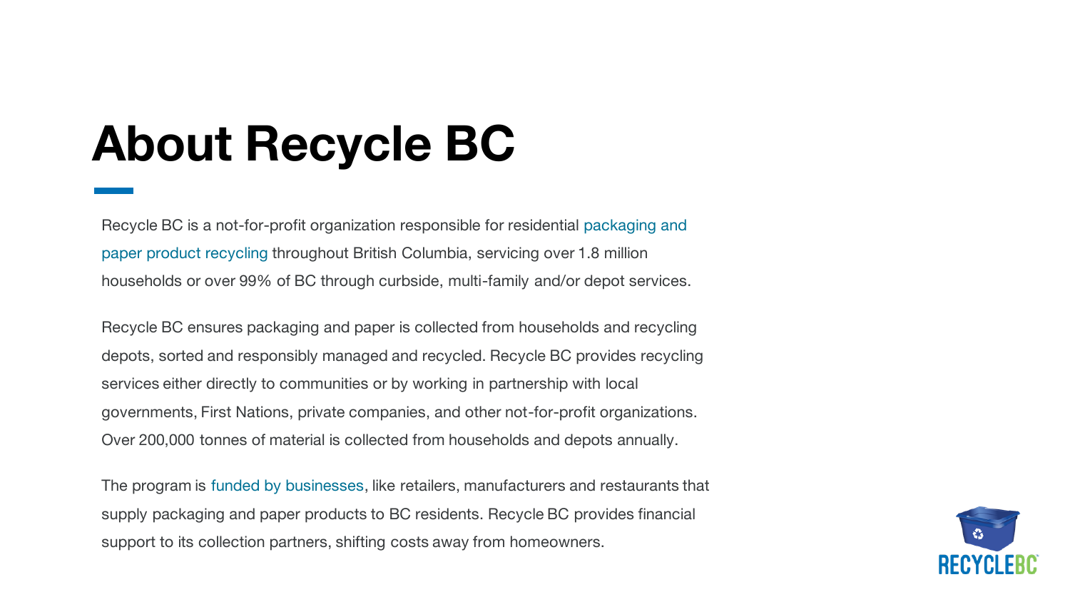# About Recycle BC

Recycle BC is a not-for-profit organization responsible for residential packaging and paper product recycling throughout British Columbia, servicing over 1.8 million households or over 99% of BC through curbside, multi-family and/or depot services.

Recycle BC ensures packaging and paper is collected from households and recycling depots, sorted and responsibly managed and recycled. Recycle BC provides recycling services either directly to communities or by working in partnership with local governments, First Nations, private companies, and other not-for-profit organizations. Over 200,000 tonnes of material is collected from households and depots annually.

The program is funded by businesses, like retailers, manufacturers and restaurants that supply packaging and paper products to BC residents. Recycle BC provides financial support to its collection partners, shifting costs away from homeowners.